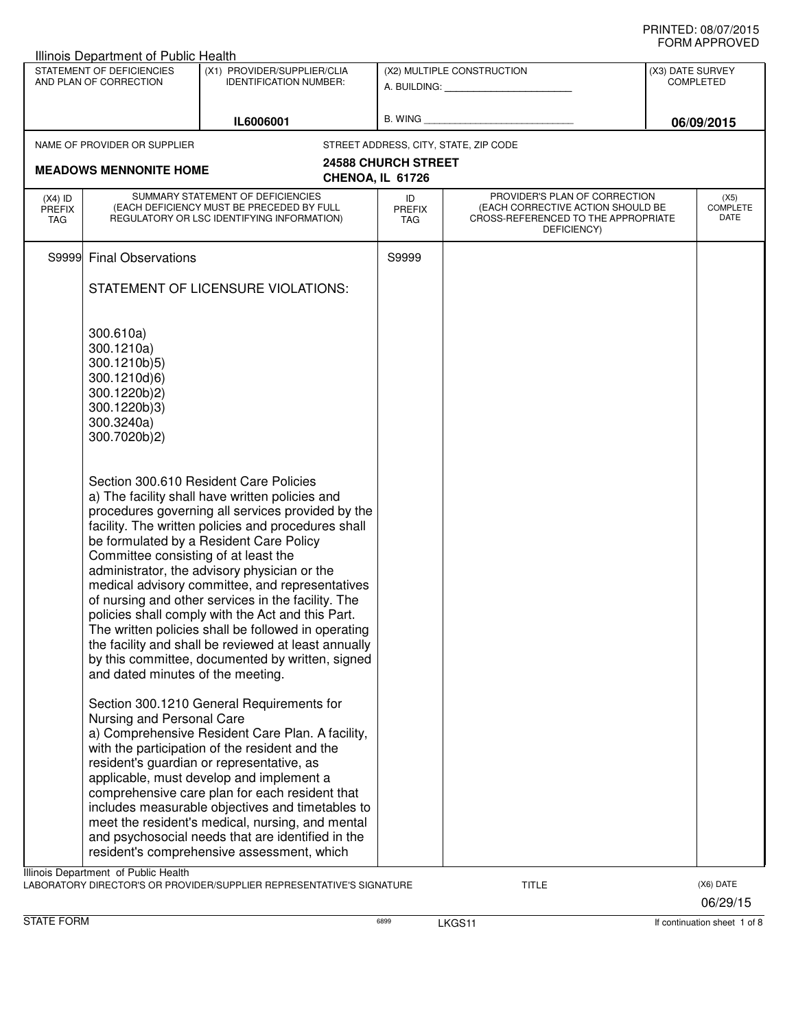PRINTED: 08/07/2015
FORM APPROVED

Illinois Department of Public Health

| STATEMENT OF DEFICIENCIES AND PLAN OF CORRECTION | (X1) PROVIDER/SUPPLIER/CLIA IDENTIFICATION NUMBER: | (X2) MULTIPLE CONSTRUCTION | (X3) DATE SURVEY COMPLETED |
|---|---|---|---|
| | IL6006001 | A. BUILDING: ______ B. WING ______ | 06/09/2015 |

NAME OF PROVIDER OR SUPPLIER: **MEADOWS MENNONITE HOME**

STREET ADDRESS, CITY, STATE, ZIP CODE: **24588 CHURCH STREET, CHENOA, IL 61726**

| (X4) ID PREFIX TAG | SUMMARY STATEMENT OF DEFICIENCIES (EACH DEFICIENCY MUST BE PRECEDED BY FULL REGULATORY OR LSC IDENTIFYING INFORMATION) | ID PREFIX TAG | PROVIDER'S PLAN OF CORRECTION (EACH CORRECTIVE ACTION SHOULD BE CROSS-REFERENCED TO THE APPROPRIATE DEFICIENCY) | (X5) COMPLETE DATE |
|---|---|---|---|---|
| S9999 | Final Observations | S9999 | | |

STATEMENT OF LICENSURE VIOLATIONS:

300.610a)
300.1210a)
300.1210b)5)
300.1210d)6)
300.1220b)2)
300.1220b)3)
300.3240a)
300.7020b)2)

Section 300.610 Resident Care Policies
a) The facility shall have written policies and procedures governing all services provided by the facility. The written policies and procedures shall be formulated by a Resident Care Policy Committee consisting of at least the administrator, the advisory physician or the medical advisory committee, and representatives of nursing and other services in the facility. The policies shall comply with the Act and this Part. The written policies shall be followed in operating the facility and shall be reviewed at least annually by this committee, documented by written, signed and dated minutes of the meeting.

Section 300.1210 General Requirements for Nursing and Personal Care
a) Comprehensive Resident Care Plan. A facility, with the participation of the resident and the resident's guardian or representative, as applicable, must develop and implement a comprehensive care plan for each resident that includes measurable objectives and timetables to meet the resident's medical, nursing, and mental and psychosocial needs that are identified in the resident's comprehensive assessment, which

Illinois Department of Public Health
LABORATORY DIRECTOR'S OR PROVIDER/SUPPLIER REPRESENTATIVE'S SIGNATURE — TITLE — (X6) DATE 06/29/15

STATE FORM 6899 LKGS11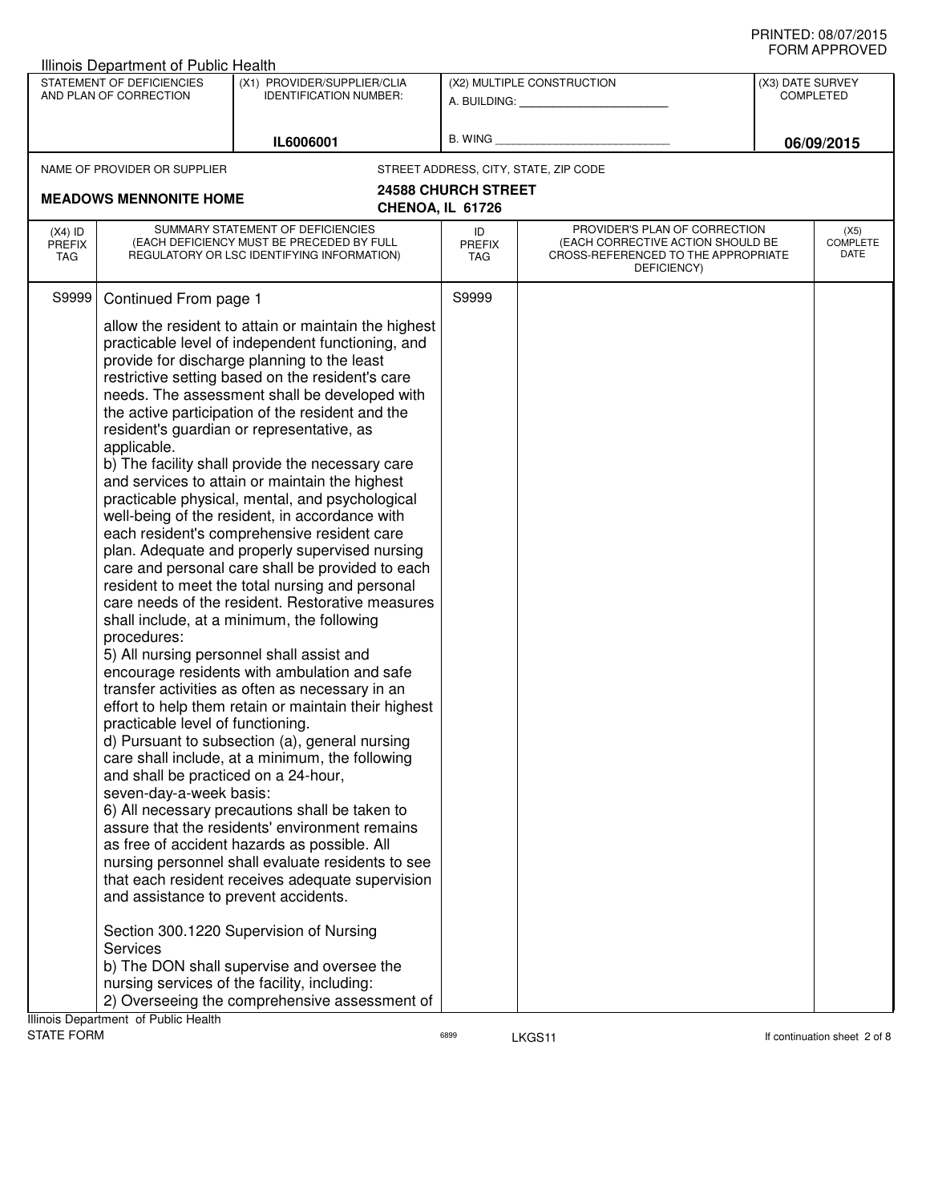Illinois Department of Public Health

| STATEMENT OF DEFICIENCIES AND PLAN OF CORRECTION | (X1) PROVIDER/SUPPLIER/CLIA IDENTIFICATION NUMBER: | (X2) MULTIPLE CONSTRUCTION | (X3) DATE SURVEY COMPLETED |
|---|---|---|---|
| | IL6006001 | A. BUILDING: ______ B. WING ______ | 06/09/2015 |

NAME OF PROVIDER OR SUPPLIER: **MEADOWS MENNONITE HOME**

STREET ADDRESS, CITY, STATE, ZIP CODE: **24588 CHURCH STREET, CHENOA, IL 61726**

| (X4) ID PREFIX TAG | SUMMARY STATEMENT OF DEFICIENCIES (EACH DEFICIENCY MUST BE PRECEDED BY FULL REGULATORY OR LSC IDENTIFYING INFORMATION) | ID PREFIX TAG | PROVIDER'S PLAN OF CORRECTION (EACH CORRECTIVE ACTION SHOULD BE CROSS-REFERENCED TO THE APPROPRIATE DEFICIENCY) | (X5) COMPLETE DATE |
|---|---|---|---|---|
| S9999 | Continued From page 1 | S9999 | | |

allow the resident to attain or maintain the highest practicable level of independent functioning, and provide for discharge planning to the least restrictive setting based on the resident's care needs. The assessment shall be developed with the active participation of the resident and the resident's guardian or representative, as applicable.
b) The facility shall provide the necessary care and services to attain or maintain the highest practicable physical, mental, and psychological well-being of the resident, in accordance with each resident's comprehensive resident care plan. Adequate and properly supervised nursing care and personal care shall be provided to each resident to meet the total nursing and personal care needs of the resident. Restorative measures shall include, at a minimum, the following procedures:
5) All nursing personnel shall assist and encourage residents with ambulation and safe transfer activities as often as necessary in an effort to help them retain or maintain their highest practicable level of functioning.
d) Pursuant to subsection (a), general nursing care shall include, at a minimum, the following and shall be practiced on a 24-hour, seven-day-a-week basis:
6) All necessary precautions shall be taken to assure that the residents' environment remains as free of accident hazards as possible. All nursing personnel shall evaluate residents to see that each resident receives adequate supervision and assistance to prevent accidents.

Section 300.1220 Supervision of Nursing Services
b) The DON shall supervise and oversee the nursing services of the facility, including:
2) Overseeing the comprehensive assessment of

Illinois Department of Public Health
STATE FORM 6899 LKGS11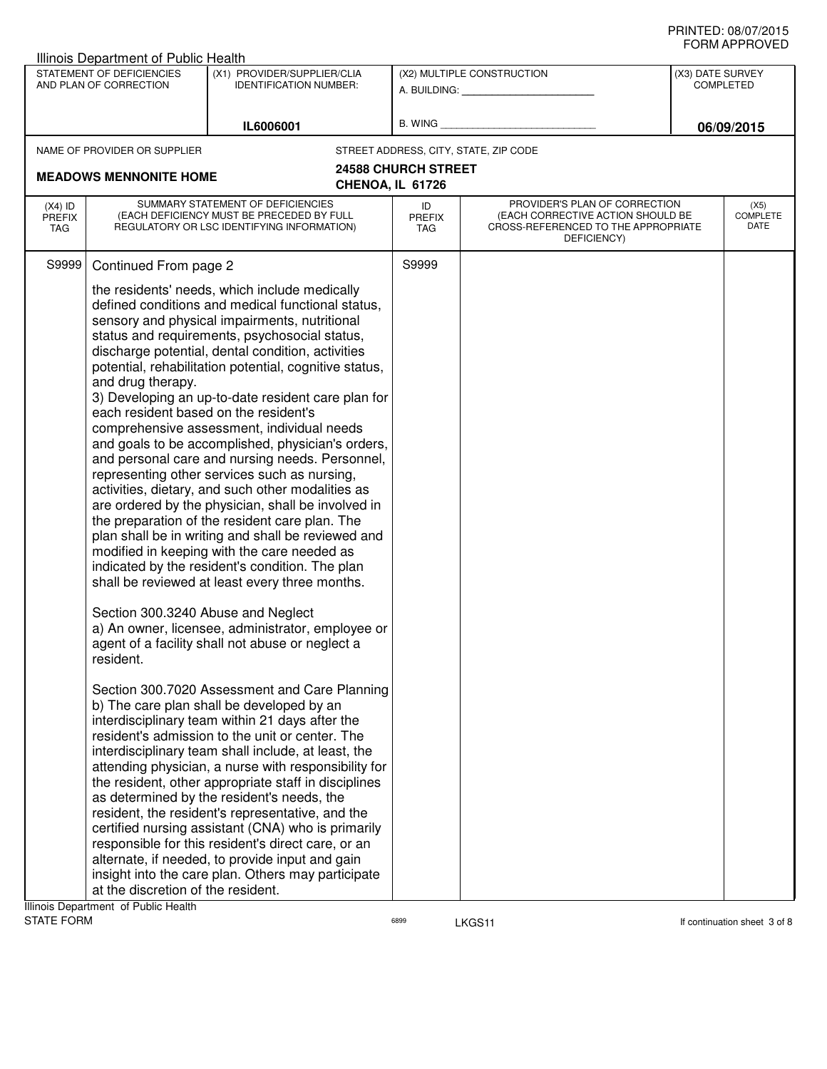Illinois Department of Public Health

| STATEMENT OF DEFICIENCIES AND PLAN OF CORRECTION | (X1) PROVIDER/SUPPLIER/CLIA IDENTIFICATION NUMBER: | (X2) MULTIPLE CONSTRUCTION | (X3) DATE SURVEY COMPLETED |
|---|---|---|---|
| | IL6006001 | A. BUILDING: ______ B. WING ______ | 06/09/2015 |

NAME OF PROVIDER OR SUPPLIER: **MEADOWS MENNONITE HOME**

STREET ADDRESS, CITY, STATE, ZIP CODE: **24588 CHURCH STREET, CHENOA, IL 61726**

| (X4) ID PREFIX TAG | SUMMARY STATEMENT OF DEFICIENCIES (EACH DEFICIENCY MUST BE PRECEDED BY FULL REGULATORY OR LSC IDENTIFYING INFORMATION) | ID PREFIX TAG | PROVIDER'S PLAN OF CORRECTION (EACH CORRECTIVE ACTION SHOULD BE CROSS-REFERENCED TO THE APPROPRIATE DEFICIENCY) | (X5) COMPLETE DATE |
|---|---|---|---|---|
| S9999 | Continued From page 2 | S9999 | | |

the residents' needs, which include medically defined conditions and medical functional status, sensory and physical impairments, nutritional status and requirements, psychosocial status, discharge potential, dental condition, activities potential, rehabilitation potential, cognitive status, and drug therapy.

3) Developing an up-to-date resident care plan for each resident based on the resident's comprehensive assessment, individual needs and goals to be accomplished, physician's orders, and personal care and nursing needs. Personnel, representing other services such as nursing, activities, dietary, and such other modalities as are ordered by the physician, shall be involved in the preparation of the resident care plan. The plan shall be in writing and shall be reviewed and modified in keeping with the care needed as indicated by the resident's condition. The plan shall be reviewed at least every three months.

Section 300.3240 Abuse and Neglect

a) An owner, licensee, administrator, employee or agent of a facility shall not abuse or neglect a resident.

Section 300.7020 Assessment and Care Planning

b) The care plan shall be developed by an interdisciplinary team within 21 days after the resident's admission to the unit or center. The interdisciplinary team shall include, at least, the attending physician, a nurse with responsibility for the resident, other appropriate staff in disciplines as determined by the resident's needs, the resident, the resident's representative, and the certified nursing assistant (CNA) who is primarily responsible for this resident's direct care, or an alternate, if needed, to provide input and gain insight into the care plan. Others may participate at the discretion of the resident.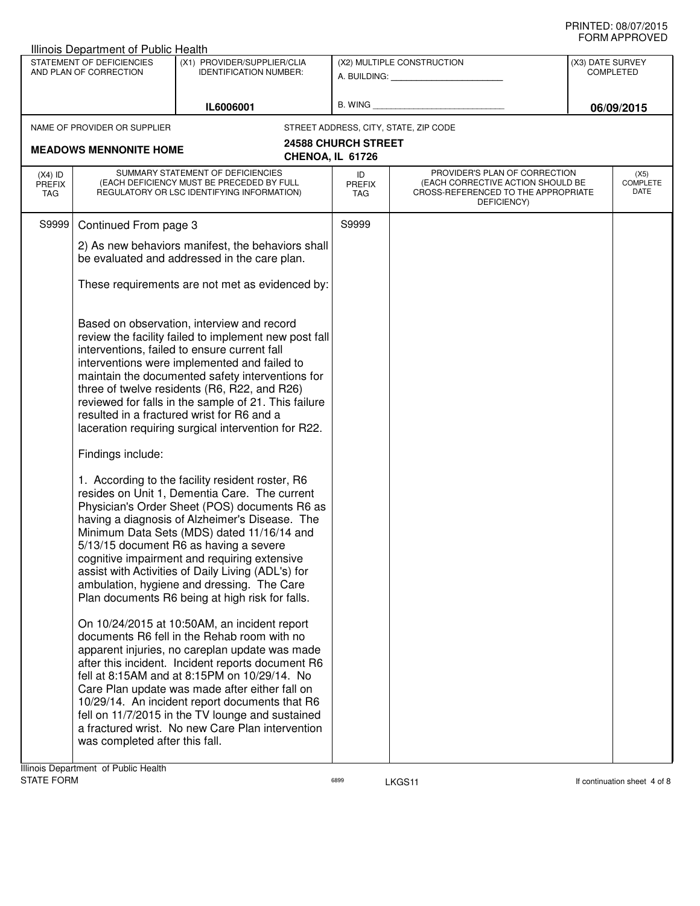PRINTED: 08/07/2015
FORM APPROVED

Illinois Department of Public Health

| STATEMENT OF DEFICIENCIES AND PLAN OF CORRECTION | (X1) PROVIDER/SUPPLIER/CLIA IDENTIFICATION NUMBER: | (X2) MULTIPLE CONSTRUCTION | (X3) DATE SURVEY COMPLETED |
|---|---|---|---|
| | IL6006001 | A. BUILDING: ______ B. WING ______ | 06/09/2015 |

NAME OF PROVIDER OR SUPPLIER: **MEADOWS MENNONITE HOME**

STREET ADDRESS, CITY, STATE, ZIP CODE: **24588 CHURCH STREET, CHENOA, IL 61726**

| (X4) ID PREFIX TAG | SUMMARY STATEMENT OF DEFICIENCIES (EACH DEFICIENCY MUST BE PRECEDED BY FULL REGULATORY OR LSC IDENTIFYING INFORMATION) | ID PREFIX TAG | PROVIDER'S PLAN OF CORRECTION (EACH CORRECTIVE ACTION SHOULD BE CROSS-REFERENCED TO THE APPROPRIATE DEFICIENCY) | (X5) COMPLETE DATE |
|---|---|---|---|---|
| S9999 | Continued From page 3 | S9999 | | |

2) As new behaviors manifest, the behaviors shall be evaluated and addressed in the care plan.

These requirements are not met as evidenced by:

Based on observation, interview and record review the facility failed to implement new post fall interventions, failed to ensure current fall interventions were implemented and failed to maintain the documented safety interventions for three of twelve residents (R6, R22, and R26) reviewed for falls in the sample of 21. This failure resulted in a fractured wrist for R6 and a laceration requiring surgical intervention for R22.

Findings include:

1. According to the facility resident roster, R6 resides on Unit 1, Dementia Care. The current Physician's Order Sheet (POS) documents R6 as having a diagnosis of Alzheimer's Disease. The Minimum Data Sets (MDS) dated 11/16/14 and 5/13/15 document R6 as having a severe cognitive impairment and requiring extensive assist with Activities of Daily Living (ADL's) for ambulation, hygiene and dressing. The Care Plan documents R6 being at high risk for falls.

On 10/24/2015 at 10:50AM, an incident report documents R6 fell in the Rehab room with no apparent injuries, no careplan update was made after this incident. Incident reports document R6 fell at 8:15AM and at 8:15PM on 10/29/14. No Care Plan update was made after either fall on 10/29/14. An incident report documents that R6 fell on 11/7/2015 in the TV lounge and sustained a fractured wrist. No new Care Plan intervention was completed after this fall.

Illinois Department of Public Health
STATE FORM 6899 LKGS11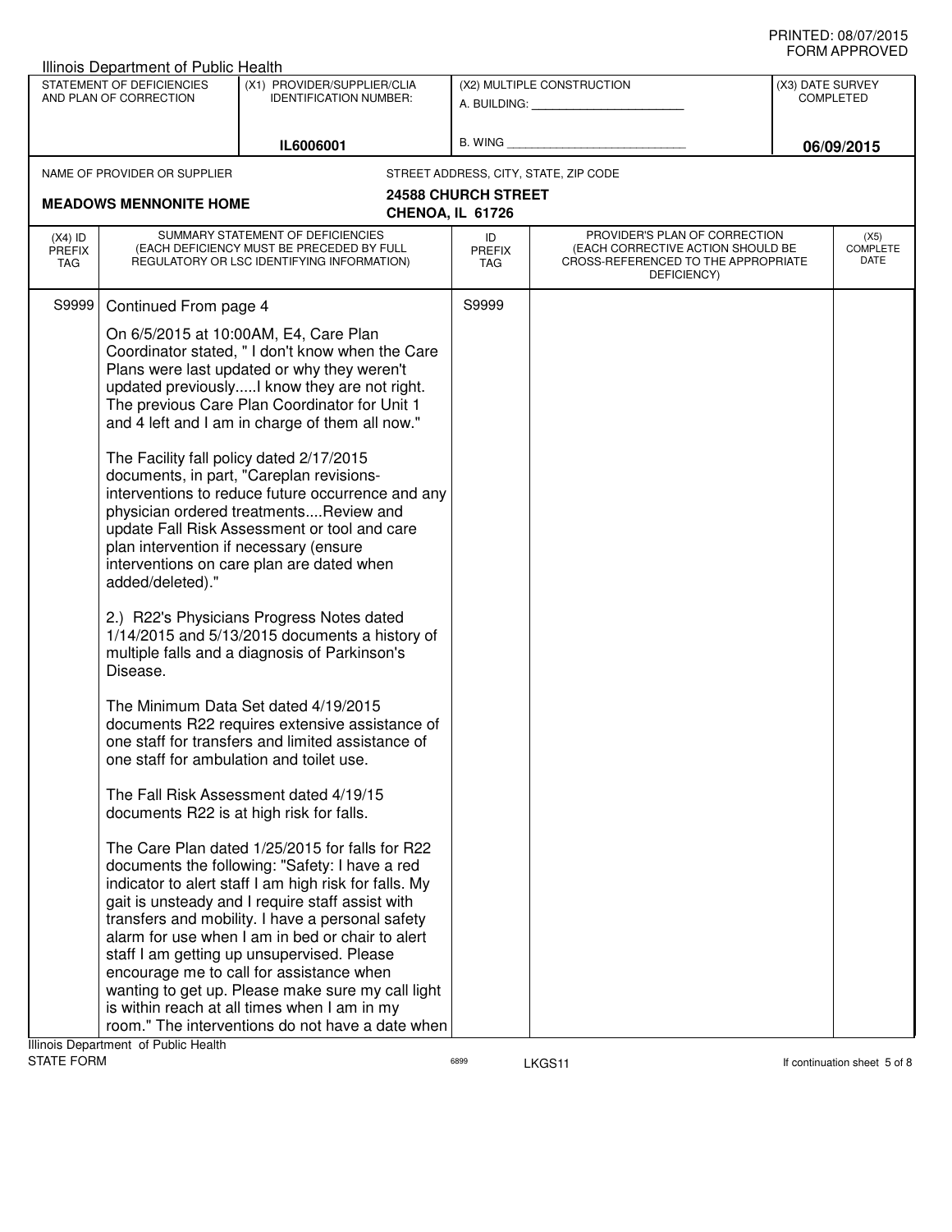Illinois Department of Public Health

| STATEMENT OF DEFICIENCIES AND PLAN OF CORRECTION | (X1) PROVIDER/SUPPLIER/CLIA IDENTIFICATION NUMBER: | (X2) MULTIPLE CONSTRUCTION | (X3) DATE SURVEY COMPLETED |
|---|---|---|---|
| | IL6006001 | A. BUILDING: ______ B. WING ______ | 06/09/2015 |

NAME OF PROVIDER OR SUPPLIER: **MEADOWS MENNONITE HOME**

STREET ADDRESS, CITY, STATE, ZIP CODE: **24588 CHURCH STREET CHENOA, IL 61726**

| (X4) ID PREFIX TAG | SUMMARY STATEMENT OF DEFICIENCIES (EACH DEFICIENCY MUST BE PRECEDED BY FULL REGULATORY OR LSC IDENTIFYING INFORMATION) | ID PREFIX TAG | PROVIDER'S PLAN OF CORRECTION (EACH CORRECTIVE ACTION SHOULD BE CROSS-REFERENCED TO THE APPROPRIATE DEFICIENCY) | (X5) COMPLETE DATE |
|---|---|---|---|---|
| S9999 | Continued From page 4 | S9999 | | |

On 6/5/2015 at 10:00AM, E4, Care Plan Coordinator stated, " I don't know when the Care Plans were last updated or why they weren't updated previously.....I know they are not right. The previous Care Plan Coordinator for Unit 1 and 4 left and I am in charge of them all now."

The Facility fall policy dated 2/17/2015 documents, in part, "Careplan revisions- interventions to reduce future occurrence and any physician ordered treatments....Review and update Fall Risk Assessment or tool and care plan intervention if necessary (ensure interventions on care plan are dated when added/deleted)."

2.) R22's Physicians Progress Notes dated 1/14/2015 and 5/13/2015 documents a history of multiple falls and a diagnosis of Parkinson's Disease.

The Minimum Data Set dated 4/19/2015 documents R22 requires extensive assistance of one staff for transfers and limited assistance of one staff for ambulation and toilet use.

The Fall Risk Assessment dated 4/19/15 documents R22 is at high risk for falls.

The Care Plan dated 1/25/2015 for falls for R22 documents the following: "Safety: I have a red indicator to alert staff I am high risk for falls. My gait is unsteady and I require staff assist with transfers and mobility. I have a personal safety alarm for use when I am in bed or chair to alert staff I am getting up unsupervised. Please encourage me to call for assistance when wanting to get up. Please make sure my call light is within reach at all times when I am in my room." The interventions do not have a date when

Illinois Department of Public Health
STATE FORM 6899 LKGS11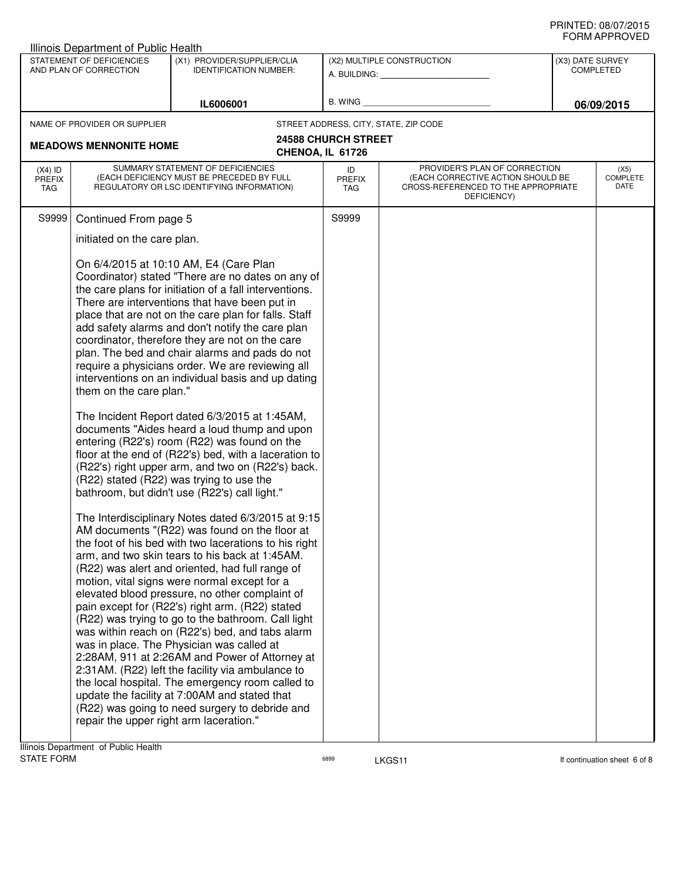Illinois Department of Public Health

| STATEMENT OF DEFICIENCIES AND PLAN OF CORRECTION | (X1) PROVIDER/SUPPLIER/CLIA IDENTIFICATION NUMBER: | (X2) MULTIPLE CONSTRUCTION | (X3) DATE SURVEY COMPLETED |
|---|---|---|---|
| | IL6006001 | A. BUILDING: ______ B. WING ______ | 06/09/2015 |

NAME OF PROVIDER OR SUPPLIER: **MEADOWS MENNONITE HOME**

STREET ADDRESS, CITY, STATE, ZIP CODE: **24588 CHURCH STREET, CHENOA, IL 61726**

| (X4) ID PREFIX TAG | SUMMARY STATEMENT OF DEFICIENCIES (EACH DEFICIENCY MUST BE PRECEDED BY FULL REGULATORY OR LSC IDENTIFYING INFORMATION) | ID PREFIX TAG | PROVIDER'S PLAN OF CORRECTION (EACH CORRECTIVE ACTION SHOULD BE CROSS-REFERENCED TO THE APPROPRIATE DEFICIENCY) | (X5) COMPLETE DATE |
|---|---|---|---|---|
| S9999 | Continued From page 5 | S9999 | | |

initiated on the care plan.

On 6/4/2015 at 10:10 AM, E4 (Care Plan Coordinator) stated "There are no dates on any of the care plans for initiation of a fall interventions. There are interventions that have been put in place that are not on the care plan for falls. Staff add safety alarms and don't notify the care plan coordinator, therefore they are not on the care plan. The bed and chair alarms and pads do not require a physicians order. We are reviewing all interventions on an individual basis and up dating them on the care plan."

The Incident Report dated 6/3/2015 at 1:45AM, documents "Aides heard a loud thump and upon entering (R22's) room (R22) was found on the floor at the end of (R22's) bed, with a laceration to (R22's) right upper arm, and two on (R22's) back. (R22) stated (R22) was trying to use the bathroom, but didn't use (R22's) call light."

The Interdisciplinary Notes dated 6/3/2015 at 9:15 AM documents "(R22) was found on the floor at the foot of his bed with two lacerations to his right arm, and two skin tears to his back at 1:45AM. (R22) was alert and oriented, had full range of motion, vital signs were normal except for a elevated blood pressure, no other complaint of pain except for (R22's) right arm. (R22) stated (R22) was trying to go to the bathroom. Call light was within reach on (R22's) bed, and tabs alarm was in place. The Physician was called at 2:28AM, 911 at 2:26AM and Power of Attorney at 2:31AM. (R22) left the facility via ambulance to the local hospital. The emergency room called to update the facility at 7:00AM and stated that (R22) was going to need surgery to debride and repair the upper right arm laceration."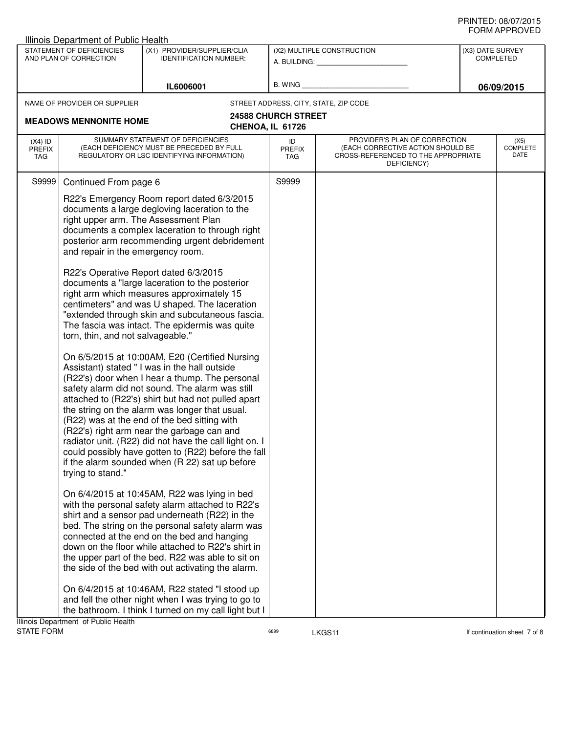Illinois Department of Public Health

| STATEMENT OF DEFICIENCIES AND PLAN OF CORRECTION | (X1) PROVIDER/SUPPLIER/CLIA IDENTIFICATION NUMBER: | (X2) MULTIPLE CONSTRUCTION | (X3) DATE SURVEY COMPLETED |
|---|---|---|---|
| | IL6006001 | A. BUILDING: ______ B. WING ______ | 06/09/2015 |

NAME OF PROVIDER OR SUPPLIER: **MEADOWS MENNONITE HOME**

STREET ADDRESS, CITY, STATE, ZIP CODE: **24588 CHURCH STREET CHENOA, IL 61726**

| (X4) ID PREFIX TAG | SUMMARY STATEMENT OF DEFICIENCIES (EACH DEFICIENCY MUST BE PRECEDED BY FULL REGULATORY OR LSC IDENTIFYING INFORMATION) | ID PREFIX TAG | PROVIDER'S PLAN OF CORRECTION (EACH CORRECTIVE ACTION SHOULD BE CROSS-REFERENCED TO THE APPROPRIATE DEFICIENCY) | (X5) COMPLETE DATE |
|---|---|---|---|---|
| S9999 | Continued From page 6 | S9999 | | |

R22's Emergency Room report dated 6/3/2015 documents a large degloving laceration to the right upper arm. The Assessment Plan documents a complex laceration to through right posterior arm recommending urgent debridement and repair in the emergency room.

R22's Operative Report dated 6/3/2015 documents a "large laceration to the posterior right arm which measures approximately 15 centimeters" and was U shaped. The laceration "extended through skin and subcutaneous fascia. The fascia was intact. The epidermis was quite torn, thin, and not salvageable."

On 6/5/2015 at 10:00AM, E20 (Certified Nursing Assistant) stated " I was in the hall outside (R22's) door when I hear a thump. The personal safety alarm did not sound. The alarm was still attached to (R22's) shirt but had not pulled apart the string on the alarm was longer that usual. (R22) was at the end of the bed sitting with (R22's) right arm near the garbage can and radiator unit. (R22) did not have the call light on. I could possibly have gotten to (R22) before the fall if the alarm sounded when (R 22) sat up before trying to stand."

On 6/4/2015 at 10:45AM, R22 was lying in bed with the personal safety alarm attached to R22's shirt and a sensor pad underneath (R22) in the bed. The string on the personal safety alarm was connected at the end on the bed and hanging down on the floor while attached to R22's shirt in the upper part of the bed. R22 was able to sit on the side of the bed with out activating the alarm.

On 6/4/2015 at 10:46AM, R22 stated "I stood up and fell the other night when I was trying to go to the bathroom. I think I turned on my call light but I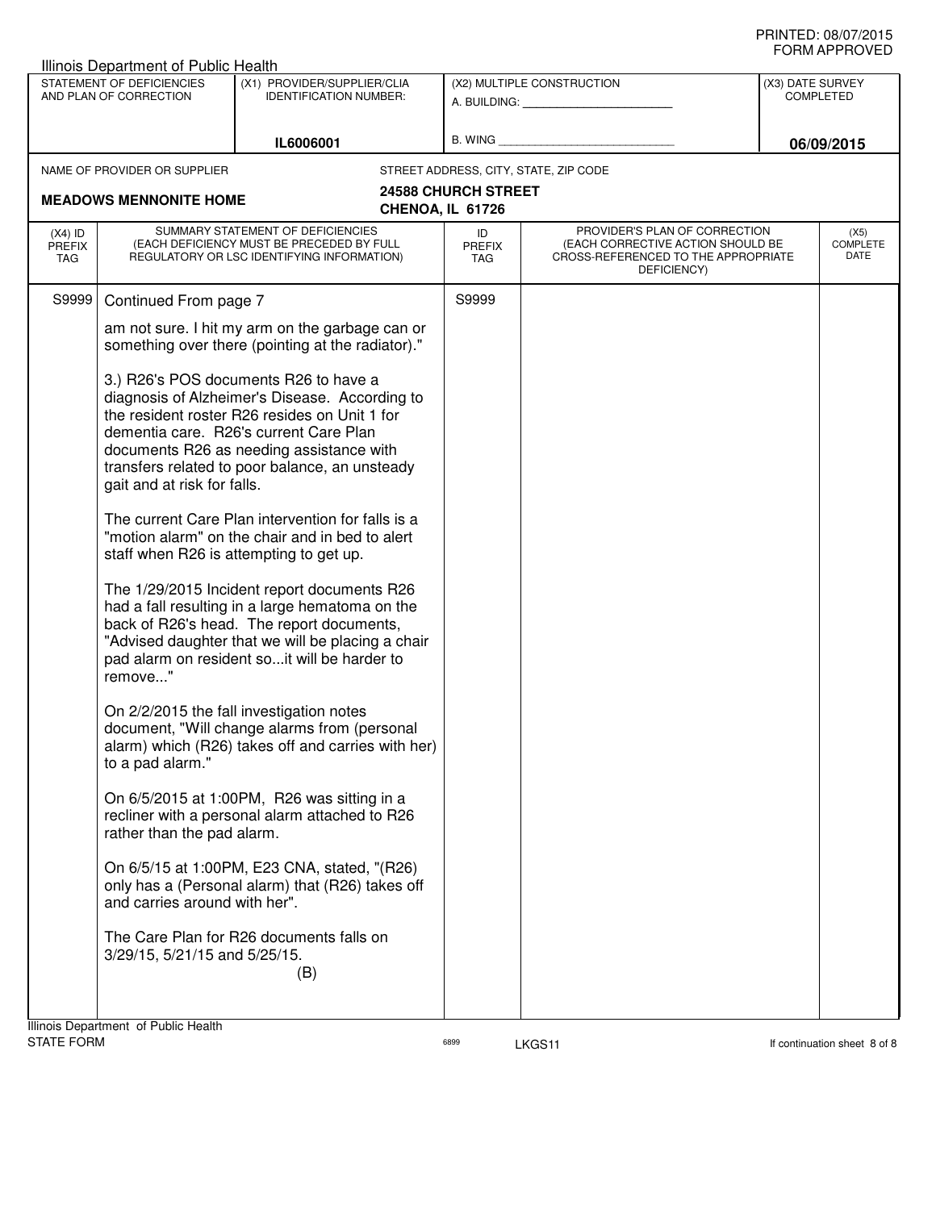Illinois Department of Public Health

| STATEMENT OF DEFICIENCIES AND PLAN OF CORRECTION | (X1) PROVIDER/SUPPLIER/CLIA IDENTIFICATION NUMBER: | (X2) MULTIPLE CONSTRUCTION | (X3) DATE SURVEY COMPLETED |
|---|---|---|---|
| | IL6006001 | A. BUILDING: ______ B. WING ______ | 06/09/2015 |

NAME OF PROVIDER OR SUPPLIER: **MEADOWS MENNONITE HOME**

STREET ADDRESS, CITY, STATE, ZIP CODE: **24588 CHURCH STREET CHENOA, IL 61726**

| (X4) ID PREFIX TAG | SUMMARY STATEMENT OF DEFICIENCIES (EACH DEFICIENCY MUST BE PRECEDED BY FULL REGULATORY OR LSC IDENTIFYING INFORMATION) | ID PREFIX TAG | PROVIDER'S PLAN OF CORRECTION (EACH CORRECTIVE ACTION SHOULD BE CROSS-REFERENCED TO THE APPROPRIATE DEFICIENCY) | (X5) COMPLETE DATE |
|---|---|---|---|---|
| S9999 | Continued From page 7 | S9999 | | |

am not sure. I hit my arm on the garbage can or something over there (pointing at the radiator)."

3.) R26's POS documents R26 to have a diagnosis of Alzheimer's Disease. According to the resident roster R26 resides on Unit 1 for dementia care. R26's current Care Plan documents R26 as needing assistance with transfers related to poor balance, an unsteady gait and at risk for falls.

The current Care Plan intervention for falls is a "motion alarm" on the chair and in bed to alert staff when R26 is attempting to get up.

The 1/29/2015 Incident report documents R26 had a fall resulting in a large hematoma on the back of R26's head. The report documents, "Advised daughter that we will be placing a chair pad alarm on resident so...it will be harder to remove..."

On 2/2/2015 the fall investigation notes document, "Will change alarms from (personal alarm) which (R26) takes off and carries with her) to a pad alarm."

On 6/5/2015 at 1:00PM, R26 was sitting in a recliner with a personal alarm attached to R26 rather than the pad alarm.

On 6/5/15 at 1:00PM, E23 CNA, stated, "(R26) only has a (Personal alarm) that (R26) takes off and carries around with her".

The Care Plan for R26 documents falls on 3/29/15, 5/21/15 and 5/25/15.

(B)